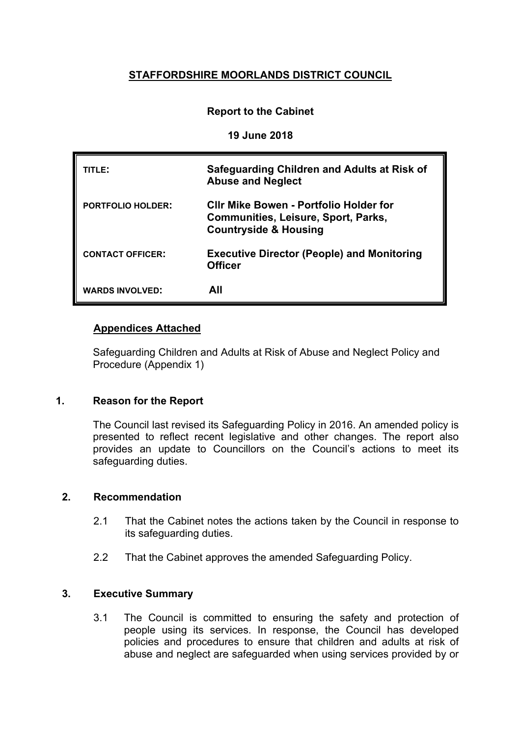# STAFFORDSHIRE MOORLANDS DISTRICT COUNCIL

**Report to the Cabinet**

**19 June 2018**

| | |
|---|---|
| **TITLE:** | **Safeguarding Children and Adults at Risk of Abuse and Neglect** |
| **PORTFOLIO HOLDER:** | **Cllr Mike Bowen - Portfolio Holder for Communities, Leisure, Sport, Parks, Countryside & Housing** |
| **CONTACT OFFICER:** | **Executive Director (People) and Monitoring Officer** |
| **WARDS INVOLVED:** | **All** |

**Appendices Attached**

Safeguarding Children and Adults at Risk of Abuse and Neglect Policy and Procedure (Appendix 1)

## 1. Reason for the Report

The Council last revised its Safeguarding Policy in 2016. An amended policy is presented to reflect recent legislative and other changes. The report also provides an update to Councillors on the Council's actions to meet its safeguarding duties.

## 2. Recommendation

2.1 That the Cabinet notes the actions taken by the Council in response to its safeguarding duties.

2.2 That the Cabinet approves the amended Safeguarding Policy.

## 3. Executive Summary

3.1 The Council is committed to ensuring the safety and protection of people using its services. In response, the Council has developed policies and procedures to ensure that children and adults at risk of abuse and neglect are safeguarded when using services provided by or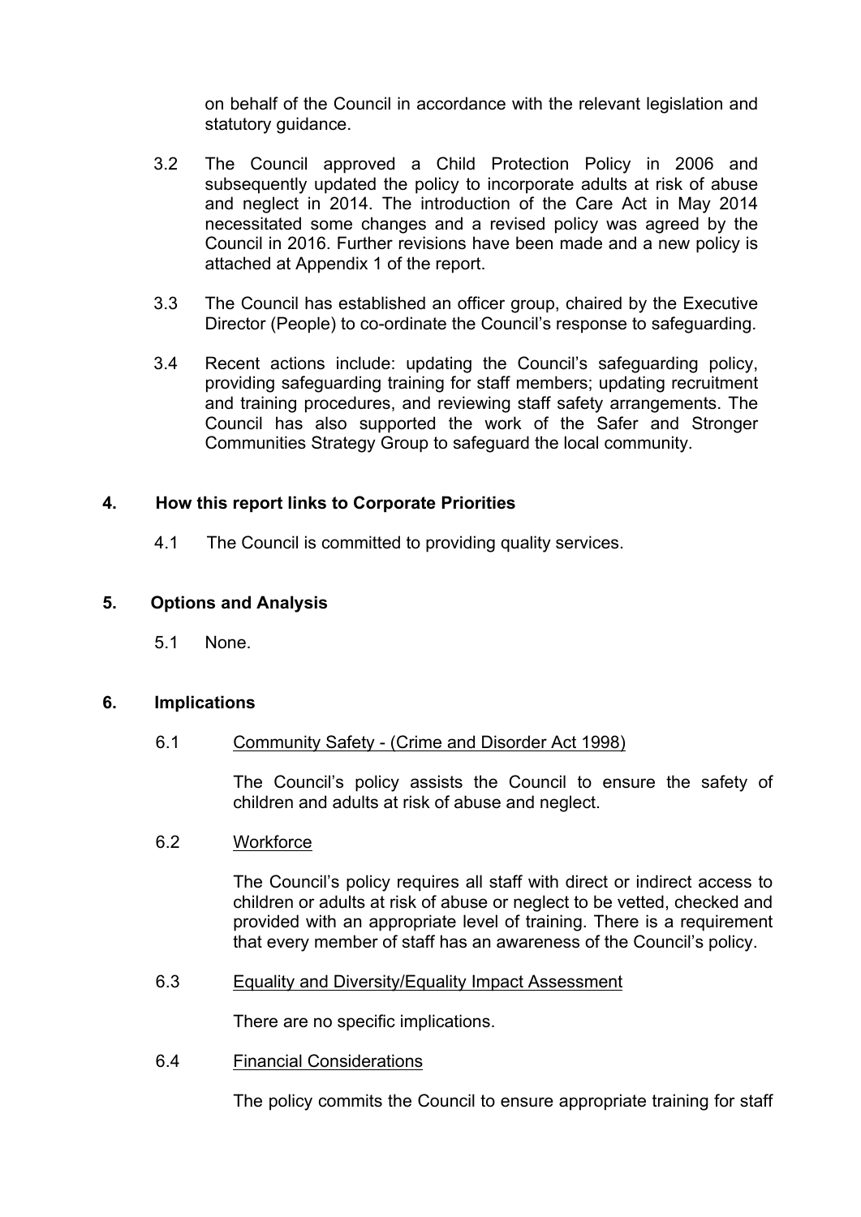on behalf of the Council in accordance with the relevant legislation and statutory guidance.

3.2 The Council approved a Child Protection Policy in 2006 and subsequently updated the policy to incorporate adults at risk of abuse and neglect in 2014. The introduction of the Care Act in May 2014 necessitated some changes and a revised policy was agreed by the Council in 2016. Further revisions have been made and a new policy is attached at Appendix 1 of the report.

3.3 The Council has established an officer group, chaired by the Executive Director (People) to co-ordinate the Council's response to safeguarding.

3.4 Recent actions include: updating the Council's safeguarding policy, providing safeguarding training for staff members; updating recruitment and training procedures, and reviewing staff safety arrangements. The Council has also supported the work of the Safer and Stronger Communities Strategy Group to safeguard the local community.

## 4. How this report links to Corporate Priorities

4.1 The Council is committed to providing quality services.

## 5. Options and Analysis

5.1 None.

## 6. Implications

6.1 Community Safety - (Crime and Disorder Act 1998)

The Council's policy assists the Council to ensure the safety of children and adults at risk of abuse and neglect.

6.2 Workforce

The Council's policy requires all staff with direct or indirect access to children or adults at risk of abuse or neglect to be vetted, checked and provided with an appropriate level of training. There is a requirement that every member of staff has an awareness of the Council's policy.

6.3 Equality and Diversity/Equality Impact Assessment

There are no specific implications.

6.4 Financial Considerations

The policy commits the Council to ensure appropriate training for staff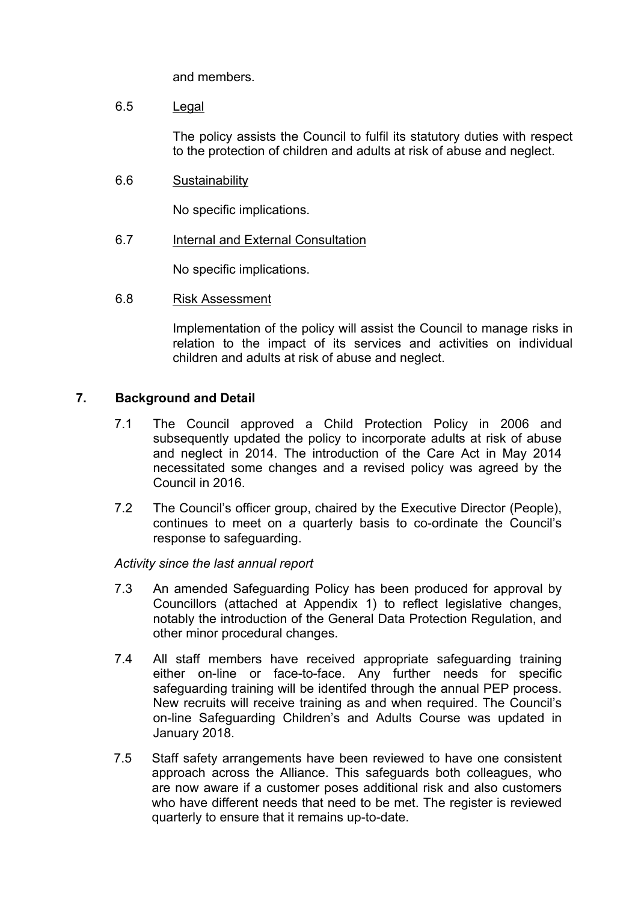and members.

6.5 Legal

The policy assists the Council to fulfil its statutory duties with respect to the protection of children and adults at risk of abuse and neglect.

6.6 Sustainability

No specific implications.

6.7 Internal and External Consultation

No specific implications.

6.8 Risk Assessment

Implementation of the policy will assist the Council to manage risks in relation to the impact of its services and activities on individual children and adults at risk of abuse and neglect.

## 7. Background and Detail

7.1 The Council approved a Child Protection Policy in 2006 and subsequently updated the policy to incorporate adults at risk of abuse and neglect in 2014. The introduction of the Care Act in May 2014 necessitated some changes and a revised policy was agreed by the Council in 2016.

7.2 The Council's officer group, chaired by the Executive Director (People), continues to meet on a quarterly basis to co-ordinate the Council's response to safeguarding.

*Activity since the last annual report*

7.3 An amended Safeguarding Policy has been produced for approval by Councillors (attached at Appendix 1) to reflect legislative changes, notably the introduction of the General Data Protection Regulation, and other minor procedural changes.

7.4 All staff members have received appropriate safeguarding training either on-line or face-to-face. Any further needs for specific safeguarding training will be identifed through the annual PEP process. New recruits will receive training as and when required. The Council's on-line Safeguarding Children's and Adults Course was updated in January 2018.

7.5 Staff safety arrangements have been reviewed to have one consistent approach across the Alliance. This safeguards both colleagues, who are now aware if a customer poses additional risk and also customers who have different needs that need to be met. The register is reviewed quarterly to ensure that it remains up-to-date.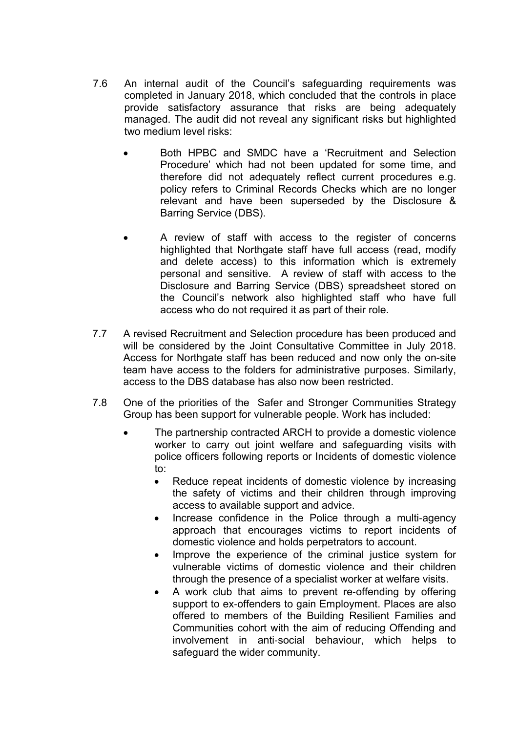7.6 An internal audit of the Council's safeguarding requirements was completed in January 2018, which concluded that the controls in place provide satisfactory assurance that risks are being adequately managed. The audit did not reveal any significant risks but highlighted two medium level risks:

- Both HPBC and SMDC have a 'Recruitment and Selection Procedure' which had not been updated for some time, and therefore did not adequately reflect current procedures e.g. policy refers to Criminal Records Checks which are no longer relevant and have been superseded by the Disclosure & Barring Service (DBS).

- A review of staff with access to the register of concerns highlighted that Northgate staff have full access (read, modify and delete access) to this information which is extremely personal and sensitive. A review of staff with access to the Disclosure and Barring Service (DBS) spreadsheet stored on the Council's network also highlighted staff who have full access who do not required it as part of their role.

7.7 A revised Recruitment and Selection procedure has been produced and will be considered by the Joint Consultative Committee in July 2018. Access for Northgate staff has been reduced and now only the on-site team have access to the folders for administrative purposes. Similarly, access to the DBS database has also now been restricted.

7.8 One of the priorities of the Safer and Stronger Communities Strategy Group has been support for vulnerable people. Work has included:

- The partnership contracted ARCH to provide a domestic violence worker to carry out joint welfare and safeguarding visits with police officers following reports or Incidents of domestic violence to:
  - Reduce repeat incidents of domestic violence by increasing the safety of victims and their children through improving access to available support and advice.
  - Increase confidence in the Police through a multi-agency approach that encourages victims to report incidents of domestic violence and holds perpetrators to account.
  - Improve the experience of the criminal justice system for vulnerable victims of domestic violence and their children through the presence of a specialist worker at welfare visits.
  - A work club that aims to prevent re-offending by offering support to ex-offenders to gain Employment. Places are also offered to members of the Building Resilient Families and Communities cohort with the aim of reducing Offending and involvement in anti-social behaviour, which helps to safeguard the wider community.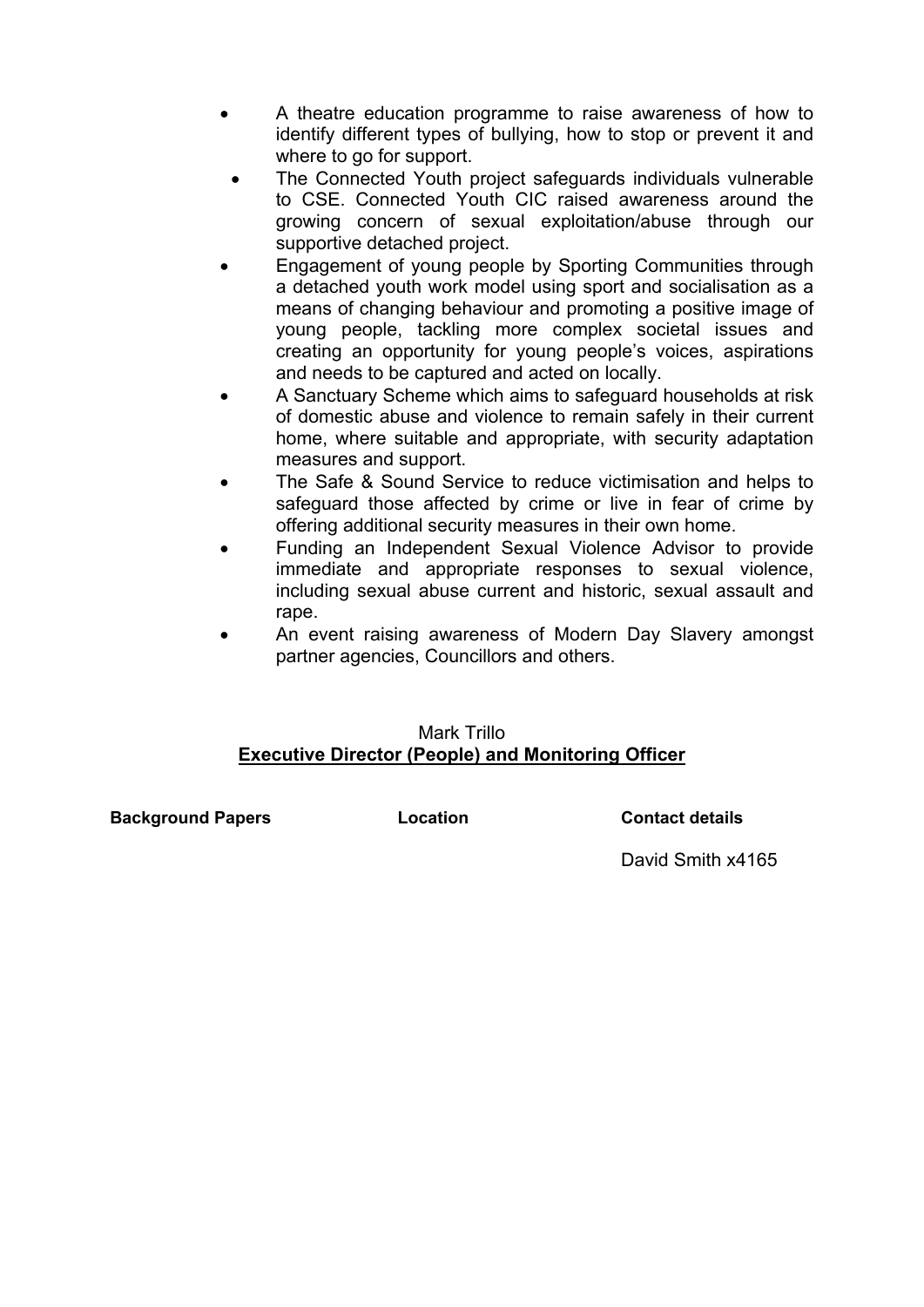- A theatre education programme to raise awareness of how to identify different types of bullying, how to stop or prevent it and where to go for support.
- The Connected Youth project safeguards individuals vulnerable to CSE. Connected Youth CIC raised awareness around the growing concern of sexual exploitation/abuse through our supportive detached project.
- Engagement of young people by Sporting Communities through a detached youth work model using sport and socialisation as a means of changing behaviour and promoting a positive image of young people, tackling more complex societal issues and creating an opportunity for young people's voices, aspirations and needs to be captured and acted on locally.
- A Sanctuary Scheme which aims to safeguard households at risk of domestic abuse and violence to remain safely in their current home, where suitable and appropriate, with security adaptation measures and support.
- The Safe & Sound Service to reduce victimisation and helps to safeguard those affected by crime or live in fear of crime by offering additional security measures in their own home.
- Funding an Independent Sexual Violence Advisor to provide immediate and appropriate responses to sexual violence, including sexual abuse current and historic, sexual assault and rape.
- An event raising awareness of Modern Day Slavery amongst partner agencies, Councillors and others.

Mark Trillo
**Executive Director (People) and Monitoring Officer**

| **Background Papers** | **Location** | **Contact details** |
| --- | --- | --- |
| | | David Smith x4165 |